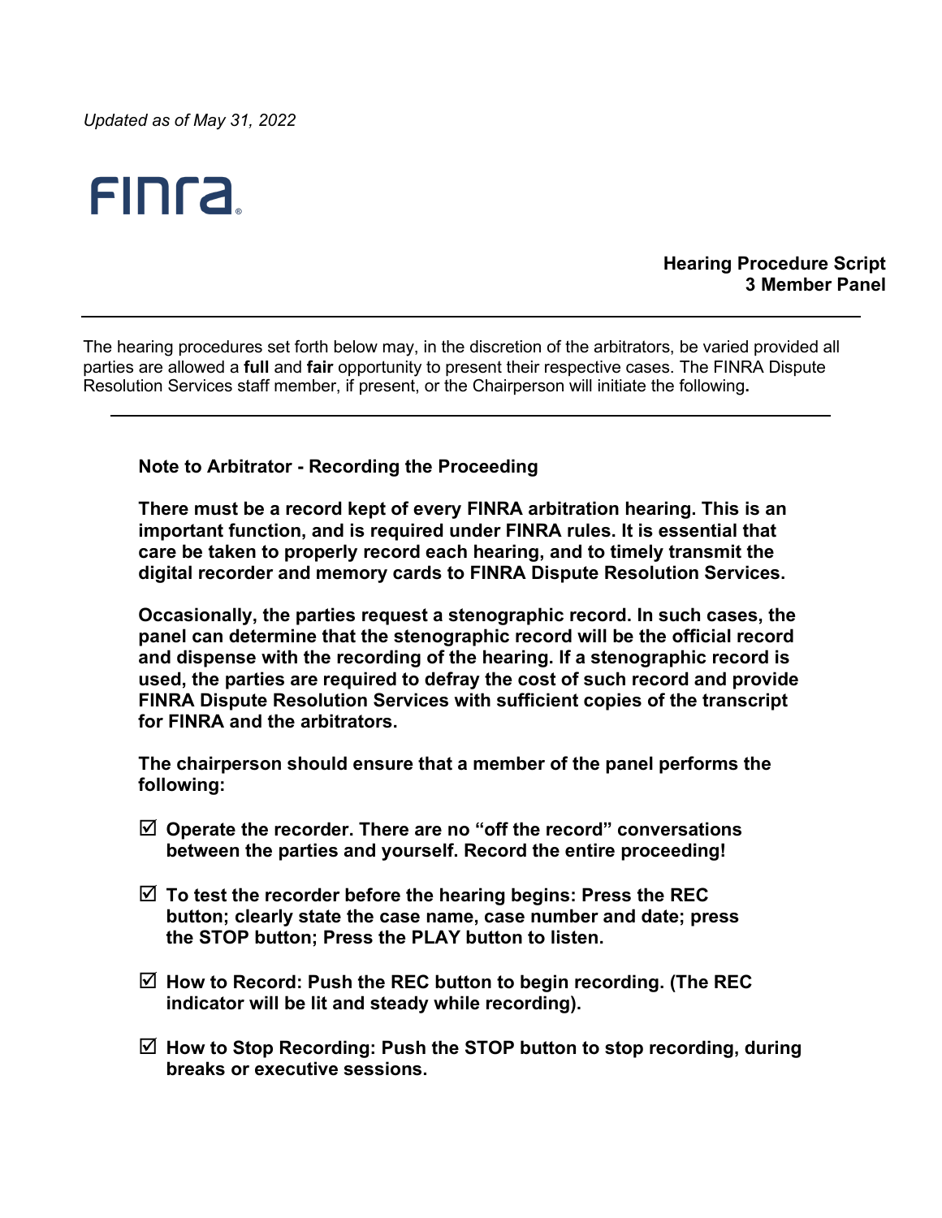*Updated as of May 31, 2022*

FINRA

**Hearing Procedure Script**
**3 Member Panel**

---

The hearing procedures set forth below may, in the discretion of the arbitrators, be varied provided all parties are allowed a **full** and **fair** opportunity to present their respective cases. The FINRA Dispute Resolution Services staff member, if present, or the Chairperson will initiate the following**.**

---

**Note to Arbitrator - Recording the Proceeding**

**There must be a record kept of every FINRA arbitration hearing. This is an important function, and is required under FINRA rules. It is essential that care be taken to properly record each hearing, and to timely transmit the digital recorder and memory cards to FINRA Dispute Resolution Services.**

**Occasionally, the parties request a stenographic record. In such cases, the panel can determine that the stenographic record will be the official record and dispense with the recording of the hearing. If a stenographic record is used, the parties are required to defray the cost of such record and provide FINRA Dispute Resolution Services with sufficient copies of the transcript for FINRA and the arbitrators.**

**The chairperson should ensure that a member of the panel performs the following:**

- ☑ **Operate the recorder. There are no "off the record" conversations between the parties and yourself. Record the entire proceeding!**

- ☑ **To test the recorder before the hearing begins: Press the REC button; clearly state the case name, case number and date; press the STOP button; Press the PLAY button to listen.**

- ☑ **How to Record: Push the REC button to begin recording. (The REC indicator will be lit and steady while recording).**

- ☑ **How to Stop Recording: Push the STOP button to stop recording, during breaks or executive sessions.**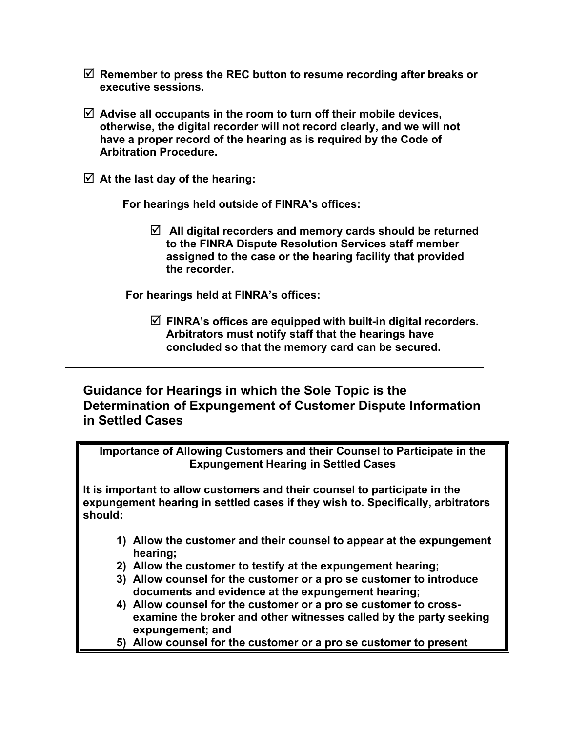- ☑ **Remember to press the REC button to resume recording after breaks or executive sessions.**

- ☑ **Advise all occupants in the room to turn off their mobile devices, otherwise, the digital recorder will not record clearly, and we will not have a proper record of the hearing as is required by the Code of Arbitration Procedure.**

- ☑ **At the last day of the hearing:**

  **For hearings held outside of FINRA's offices:**

  - ☑ **All digital recorders and memory cards should be returned to the FINRA Dispute Resolution Services staff member assigned to the case or the hearing facility that provided the recorder.**

  **For hearings held at FINRA's offices:**

  - ☑ **FINRA's offices are equipped with built-in digital recorders. Arbitrators must notify staff that the hearings have concluded so that the memory card can be secured.**

---

## Guidance for Hearings in which the Sole Topic is the Determination of Expungement of Customer Dispute Information in Settled Cases

**Importance of Allowing Customers and their Counsel to Participate in the Expungement Hearing in Settled Cases**

**It is important to allow customers and their counsel to participate in the expungement hearing in settled cases if they wish to. Specifically, arbitrators should:**

1) **Allow the customer and their counsel to appear at the expungement hearing;**
2) **Allow the customer to testify at the expungement hearing;**
3) **Allow counsel for the customer or a pro se customer to introduce documents and evidence at the expungement hearing;**
4) **Allow counsel for the customer or a pro se customer to cross-examine the broker and other witnesses called by the party seeking expungement; and**
5) **Allow counsel for the customer or a pro se customer to present**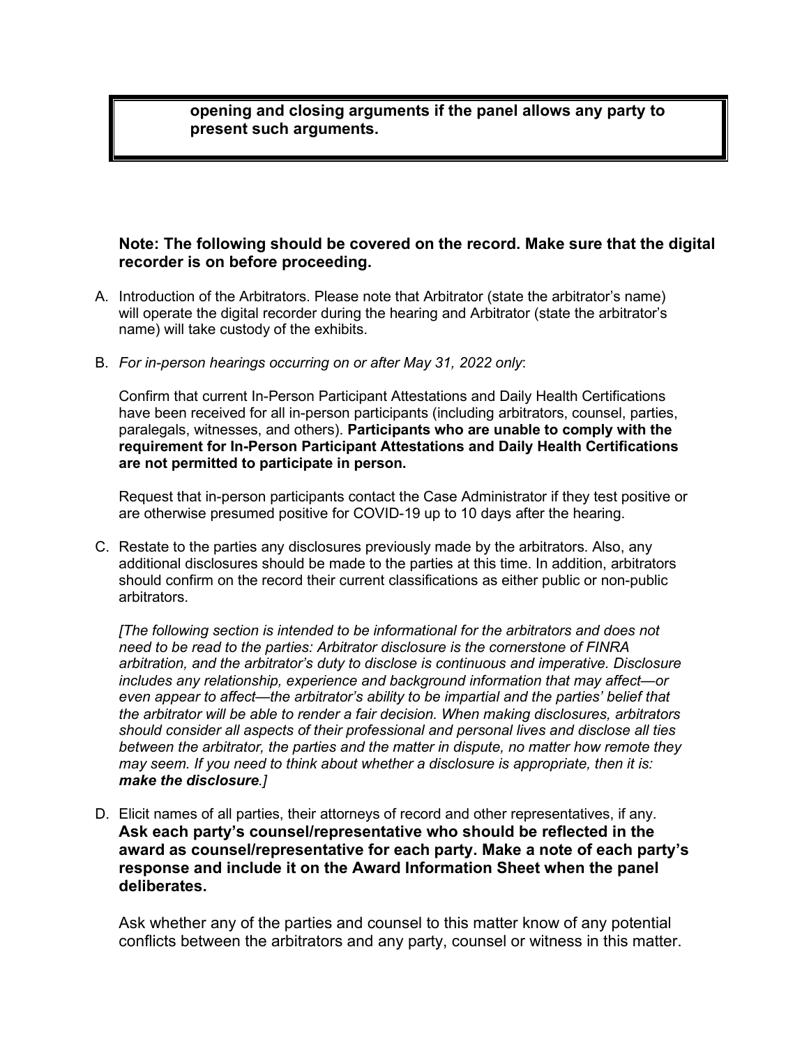> **opening and closing arguments if the panel allows any party to present such arguments.**

**Note: The following should be covered on the record. Make sure that the digital recorder is on before proceeding.**

A. Introduction of the Arbitrators. Please note that Arbitrator (state the arbitrator's name) will operate the digital recorder during the hearing and Arbitrator (state the arbitrator's name) will take custody of the exhibits.

B. *For in-person hearings occurring on or after May 31, 2022 only*:

   Confirm that current In-Person Participant Attestations and Daily Health Certifications have been received for all in-person participants (including arbitrators, counsel, parties, paralegals, witnesses, and others). **Participants who are unable to comply with the requirement for In-Person Participant Attestations and Daily Health Certifications are not permitted to participate in person.**

   Request that in-person participants contact the Case Administrator if they test positive or are otherwise presumed positive for COVID-19 up to 10 days after the hearing.

C. Restate to the parties any disclosures previously made by the arbitrators. Also, any additional disclosures should be made to the parties at this time. In addition, arbitrators should confirm on the record their current classifications as either public or non-public arbitrators.

   *[The following section is intended to be informational for the arbitrators and does not need to be read to the parties: Arbitrator disclosure is the cornerstone of FINRA arbitration, and the arbitrator's duty to disclose is continuous and imperative. Disclosure includes any relationship, experience and background information that may affect—or even appear to affect—the arbitrator's ability to be impartial and the parties' belief that the arbitrator will be able to render a fair decision. When making disclosures, arbitrators should consider all aspects of their professional and personal lives and disclose all ties between the arbitrator, the parties and the matter in dispute, no matter how remote they may seem. If you need to think about whether a disclosure is appropriate, then it is:* ***make the disclosure****.]*

D. Elicit names of all parties, their attorneys of record and other representatives, if any. **Ask each party's counsel/representative who should be reflected in the award as counsel/representative for each party. Make a note of each party's response and include it on the Award Information Sheet when the panel deliberates.**

   Ask whether any of the parties and counsel to this matter know of any potential conflicts between the arbitrators and any party, counsel or witness in this matter.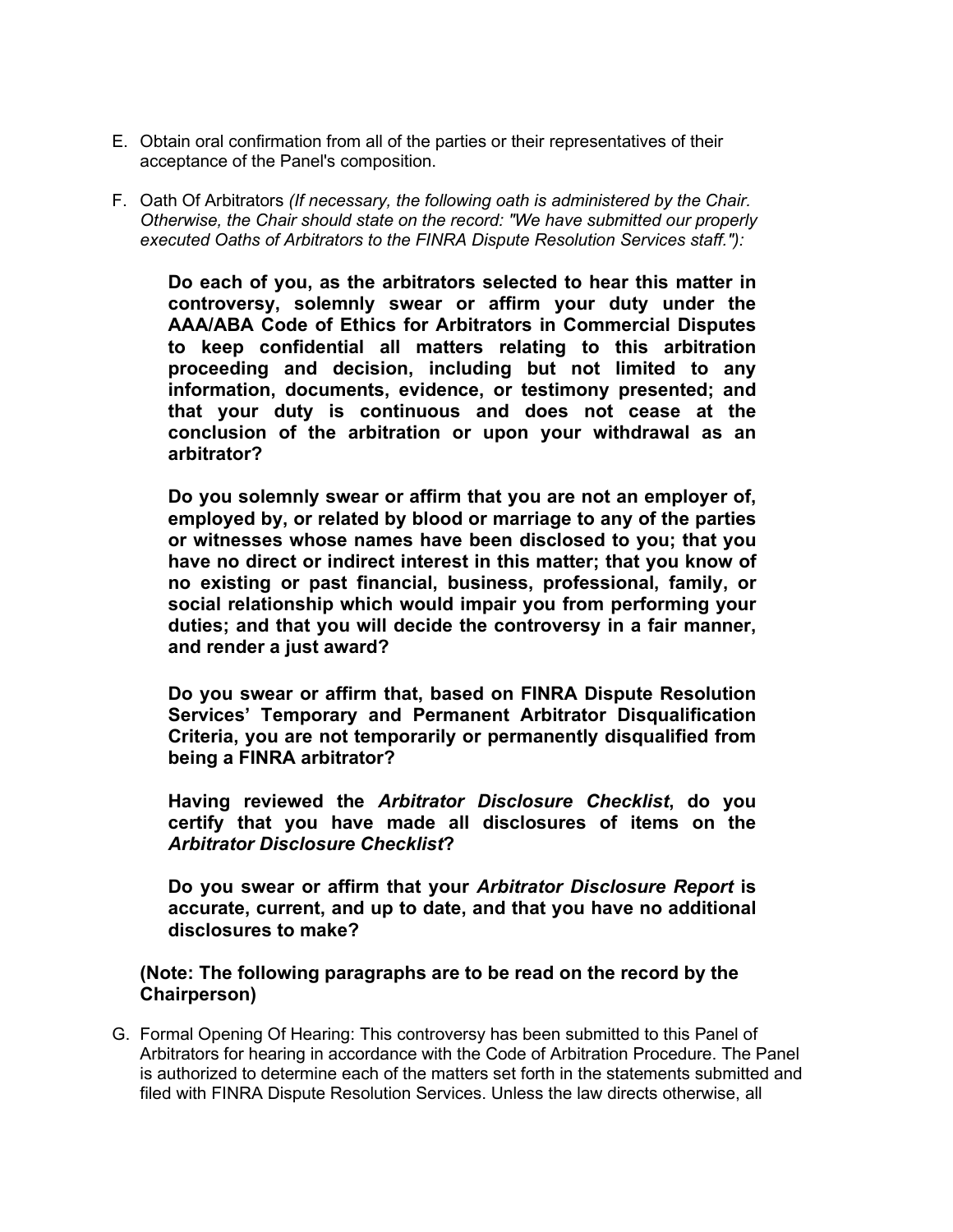E. Obtain oral confirmation from all of the parties or their representatives of their acceptance of the Panel's composition.

F. Oath Of Arbitrators *(If necessary, the following oath is administered by the Chair. Otherwise, the Chair should state on the record: "We have submitted our properly executed Oaths of Arbitrators to the FINRA Dispute Resolution Services staff."):*

> **Do each of you, as the arbitrators selected to hear this matter in controversy, solemnly swear or affirm your duty under the AAA/ABA Code of Ethics for Arbitrators in Commercial Disputes to keep confidential all matters relating to this arbitration proceeding and decision, including but not limited to any information, documents, evidence, or testimony presented; and that your duty is continuous and does not cease at the conclusion of the arbitration or upon your withdrawal as an arbitrator?**
>
> **Do you solemnly swear or affirm that you are not an employer of, employed by, or related by blood or marriage to any of the parties or witnesses whose names have been disclosed to you; that you have no direct or indirect interest in this matter; that you know of no existing or past financial, business, professional, family, or social relationship which would impair you from performing your duties; and that you will decide the controversy in a fair manner, and render a just award?**
>
> **Do you swear or affirm that, based on FINRA Dispute Resolution Services' Temporary and Permanent Arbitrator Disqualification Criteria, you are not temporarily or permanently disqualified from being a FINRA arbitrator?**
>
> **Having reviewed the *Arbitrator Disclosure Checklist*, do you certify that you have made all disclosures of items on the *Arbitrator Disclosure Checklist*?**
>
> **Do you swear or affirm that your *Arbitrator Disclosure Report* is accurate, current, and up to date, and that you have no additional disclosures to make?**

**(Note: The following paragraphs are to be read on the record by the Chairperson)**

G. Formal Opening Of Hearing: This controversy has been submitted to this Panel of Arbitrators for hearing in accordance with the Code of Arbitration Procedure. The Panel is authorized to determine each of the matters set forth in the statements submitted and filed with FINRA Dispute Resolution Services. Unless the law directs otherwise, all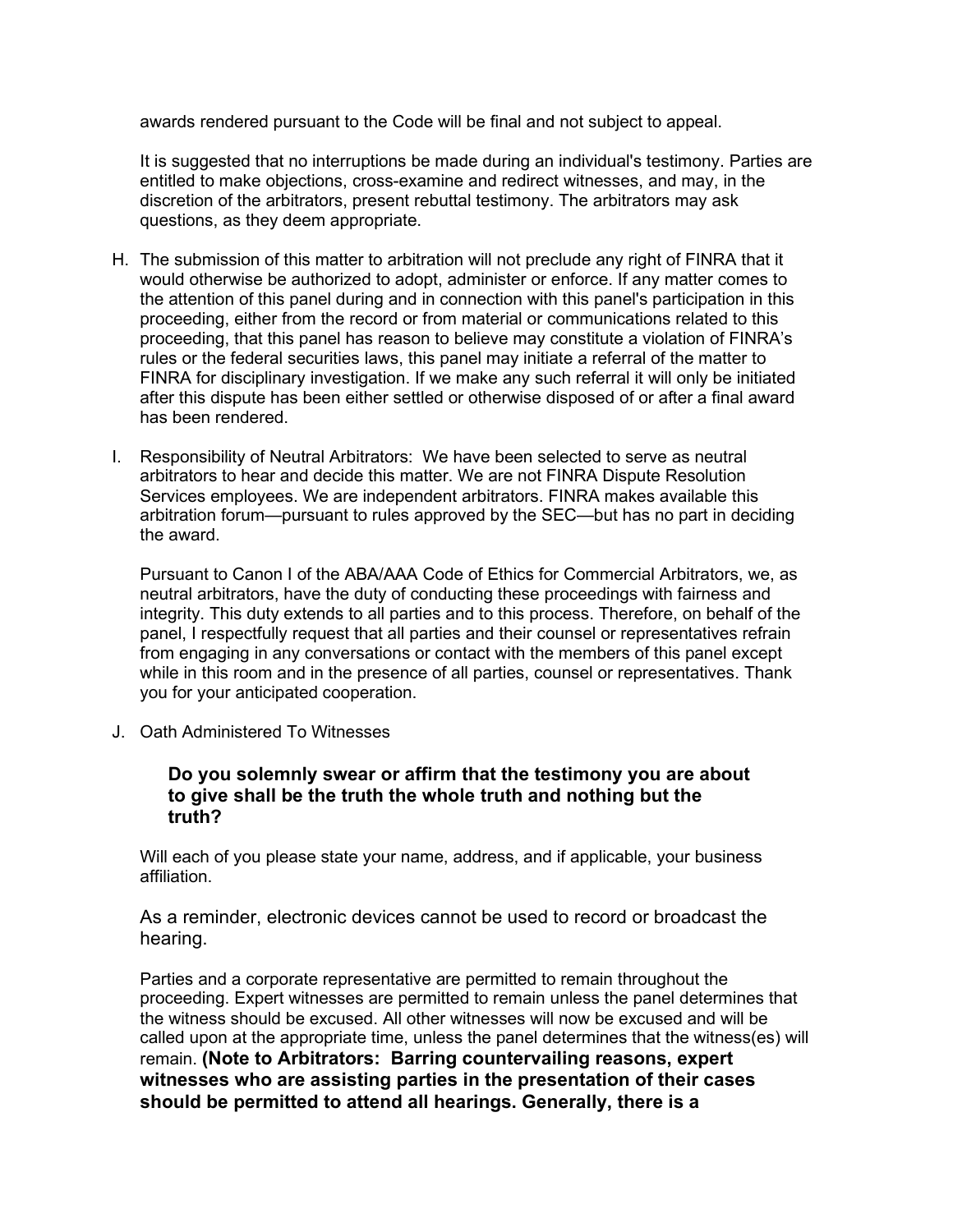awards rendered pursuant to the Code will be final and not subject to appeal.

It is suggested that no interruptions be made during an individual's testimony. Parties are entitled to make objections, cross-examine and redirect witnesses, and may, in the discretion of the arbitrators, present rebuttal testimony. The arbitrators may ask questions, as they deem appropriate.

H. The submission of this matter to arbitration will not preclude any right of FINRA that it would otherwise be authorized to adopt, administer or enforce. If any matter comes to the attention of this panel during and in connection with this panel's participation in this proceeding, either from the record or from material or communications related to this proceeding, that this panel has reason to believe may constitute a violation of FINRA's rules or the federal securities laws, this panel may initiate a referral of the matter to FINRA for disciplinary investigation. If we make any such referral it will only be initiated after this dispute has been either settled or otherwise disposed of or after a final award has been rendered.

I. Responsibility of Neutral Arbitrators: We have been selected to serve as neutral arbitrators to hear and decide this matter. We are not FINRA Dispute Resolution Services employees. We are independent arbitrators. FINRA makes available this arbitration forum—pursuant to rules approved by the SEC—but has no part in deciding the award.

   Pursuant to Canon I of the ABA/AAA Code of Ethics for Commercial Arbitrators, we, as neutral arbitrators, have the duty of conducting these proceedings with fairness and integrity. This duty extends to all parties and to this process. Therefore, on behalf of the panel, I respectfully request that all parties and their counsel or representatives refrain from engaging in any conversations or contact with the members of this panel except while in this room and in the presence of all parties, counsel or representatives. Thank you for your anticipated cooperation.

J. Oath Administered To Witnesses

   **Do you solemnly swear or affirm that the testimony you are about to give shall be the truth the whole truth and nothing but the truth?**

   Will each of you please state your name, address, and if applicable, your business affiliation.

   As a reminder, electronic devices cannot be used to record or broadcast the hearing.

   Parties and a corporate representative are permitted to remain throughout the proceeding. Expert witnesses are permitted to remain unless the panel determines that the witness should be excused. All other witnesses will now be excused and will be called upon at the appropriate time, unless the panel determines that the witness(es) will remain. **(Note to Arbitrators: Barring countervailing reasons, expert witnesses who are assisting parties in the presentation of their cases should be permitted to attend all hearings. Generally, there is a**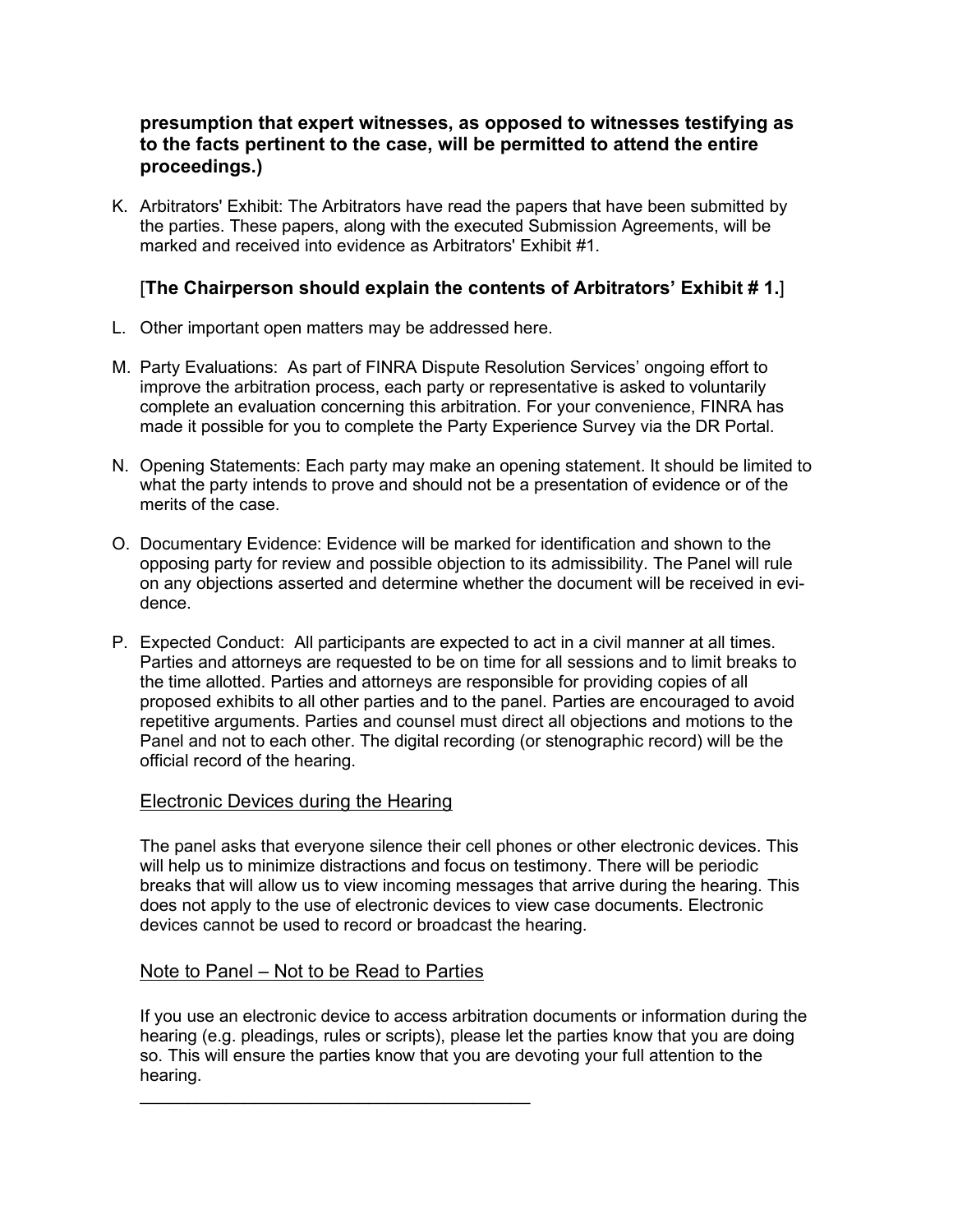**presumption that expert witnesses, as opposed to witnesses testifying as to the facts pertinent to the case, will be permitted to attend the entire proceedings.)**

K. Arbitrators' Exhibit: The Arbitrators have read the papers that have been submitted by the parties. These papers, along with the executed Submission Agreements, will be marked and received into evidence as Arbitrators' Exhibit #1.

   [**The Chairperson should explain the contents of Arbitrators' Exhibit # 1.**]

L. Other important open matters may be addressed here.

M. Party Evaluations: As part of FINRA Dispute Resolution Services' ongoing effort to improve the arbitration process, each party or representative is asked to voluntarily complete an evaluation concerning this arbitration. For your convenience, FINRA has made it possible for you to complete the Party Experience Survey via the DR Portal.

N. Opening Statements: Each party may make an opening statement. It should be limited to what the party intends to prove and should not be a presentation of evidence or of the merits of the case.

O. Documentary Evidence: Evidence will be marked for identification and shown to the opposing party for review and possible objection to its admissibility. The Panel will rule on any objections asserted and determine whether the document will be received in evidence.

P. Expected Conduct: All participants are expected to act in a civil manner at all times. Parties and attorneys are requested to be on time for all sessions and to limit breaks to the time allotted. Parties and attorneys are responsible for providing copies of all proposed exhibits to all other parties and to the panel. Parties are encouraged to avoid repetitive arguments. Parties and counsel must direct all objections and motions to the Panel and not to each other. The digital recording (or stenographic record) will be the official record of the hearing.

   <u>Electronic Devices during the Hearing</u>

   The panel asks that everyone silence their cell phones or other electronic devices. This will help us to minimize distractions and focus on testimony. There will be periodic breaks that will allow us to view incoming messages that arrive during the hearing. This does not apply to the use of electronic devices to view case documents. Electronic devices cannot be used to record or broadcast the hearing.

   <u>Note to Panel – Not to be Read to Parties</u>

   If you use an electronic device to access arbitration documents or information during the hearing (e.g. pleadings, rules or scripts), please let the parties know that you are doing so. This will ensure the parties know that you are devoting your full attention to the hearing.

   ________________________________________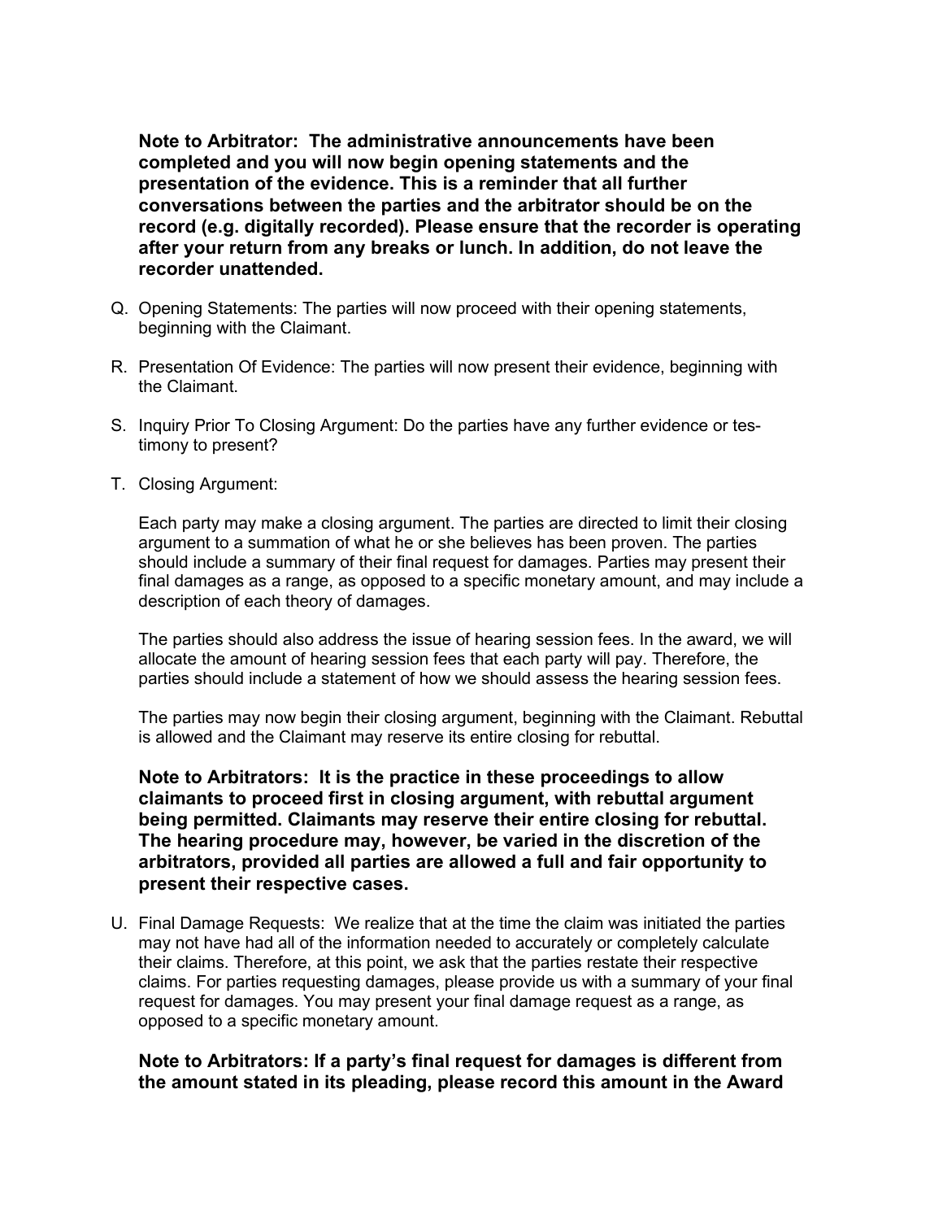**Note to Arbitrator: The administrative announcements have been completed and you will now begin opening statements and the presentation of the evidence. This is a reminder that all further conversations between the parties and the arbitrator should be on the record (e.g. digitally recorded). Please ensure that the recorder is operating after your return from any breaks or lunch. In addition, do not leave the recorder unattended.**

Q. Opening Statements: The parties will now proceed with their opening statements, beginning with the Claimant.

R. Presentation Of Evidence: The parties will now present their evidence, beginning with the Claimant.

S. Inquiry Prior To Closing Argument: Do the parties have any further evidence or testimony to present?

T. Closing Argument:

Each party may make a closing argument. The parties are directed to limit their closing argument to a summation of what he or she believes has been proven. The parties should include a summary of their final request for damages. Parties may present their final damages as a range, as opposed to a specific monetary amount, and may include a description of each theory of damages.

The parties should also address the issue of hearing session fees. In the award, we will allocate the amount of hearing session fees that each party will pay. Therefore, the parties should include a statement of how we should assess the hearing session fees.

The parties may now begin their closing argument, beginning with the Claimant. Rebuttal is allowed and the Claimant may reserve its entire closing for rebuttal.

**Note to Arbitrators: It is the practice in these proceedings to allow claimants to proceed first in closing argument, with rebuttal argument being permitted. Claimants may reserve their entire closing for rebuttal. The hearing procedure may, however, be varied in the discretion of the arbitrators, provided all parties are allowed a full and fair opportunity to present their respective cases.**

U. Final Damage Requests: We realize that at the time the claim was initiated the parties may not have had all of the information needed to accurately or completely calculate their claims. Therefore, at this point, we ask that the parties restate their respective claims. For parties requesting damages, please provide us with a summary of your final request for damages. You may present your final damage request as a range, as opposed to a specific monetary amount.

**Note to Arbitrators: If a party's final request for damages is different from the amount stated in its pleading, please record this amount in the Award**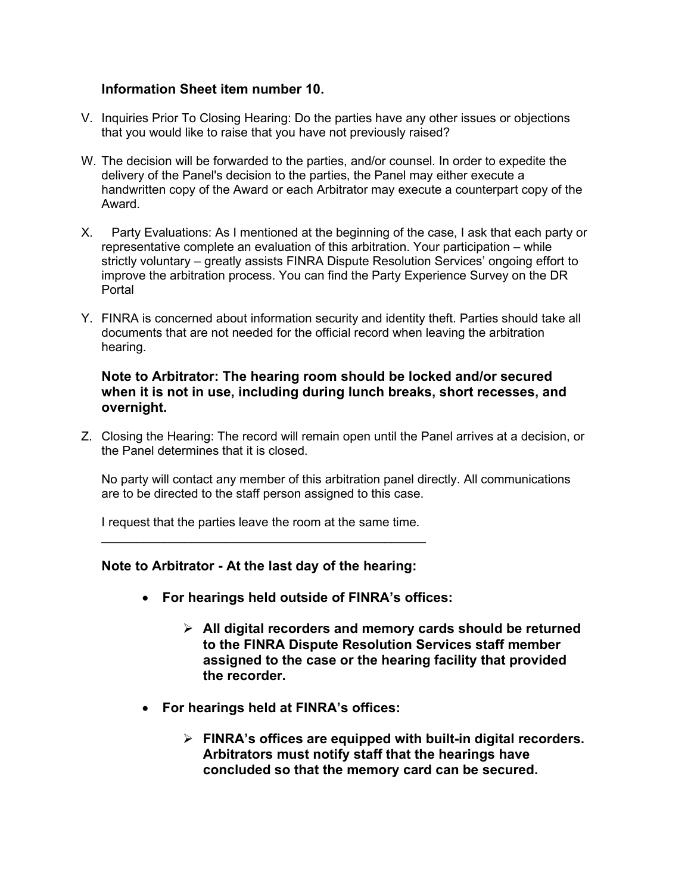**Information Sheet item number 10.**

V. Inquiries Prior To Closing Hearing: Do the parties have any other issues or objections that you would like to raise that you have not previously raised?

W. The decision will be forwarded to the parties, and/or counsel. In order to expedite the delivery of the Panel's decision to the parties, the Panel may either execute a handwritten copy of the Award or each Arbitrator may execute a counterpart copy of the Award.

X. Party Evaluations: As I mentioned at the beginning of the case, I ask that each party or representative complete an evaluation of this arbitration. Your participation – while strictly voluntary – greatly assists FINRA Dispute Resolution Services' ongoing effort to improve the arbitration process. You can find the Party Experience Survey on the DR Portal

Y. FINRA is concerned about information security and identity theft. Parties should take all documents that are not needed for the official record when leaving the arbitration hearing.

**Note to Arbitrator: The hearing room should be locked and/or secured when it is not in use, including during lunch breaks, short recesses, and overnight.**

Z. Closing the Hearing: The record will remain open until the Panel arrives at a decision, or the Panel determines that it is closed.

No party will contact any member of this arbitration panel directly. All communications are to be directed to the staff person assigned to this case.

I request that the parties leave the room at the same time.

---

**Note to Arbitrator - At the last day of the hearing:**

- **For hearings held outside of FINRA's offices:**
  - **All digital recorders and memory cards should be returned to the FINRA Dispute Resolution Services staff member assigned to the case or the hearing facility that provided the recorder.**
- **For hearings held at FINRA's offices:**
  - **FINRA's offices are equipped with built-in digital recorders. Arbitrators must notify staff that the hearings have concluded so that the memory card can be secured.**